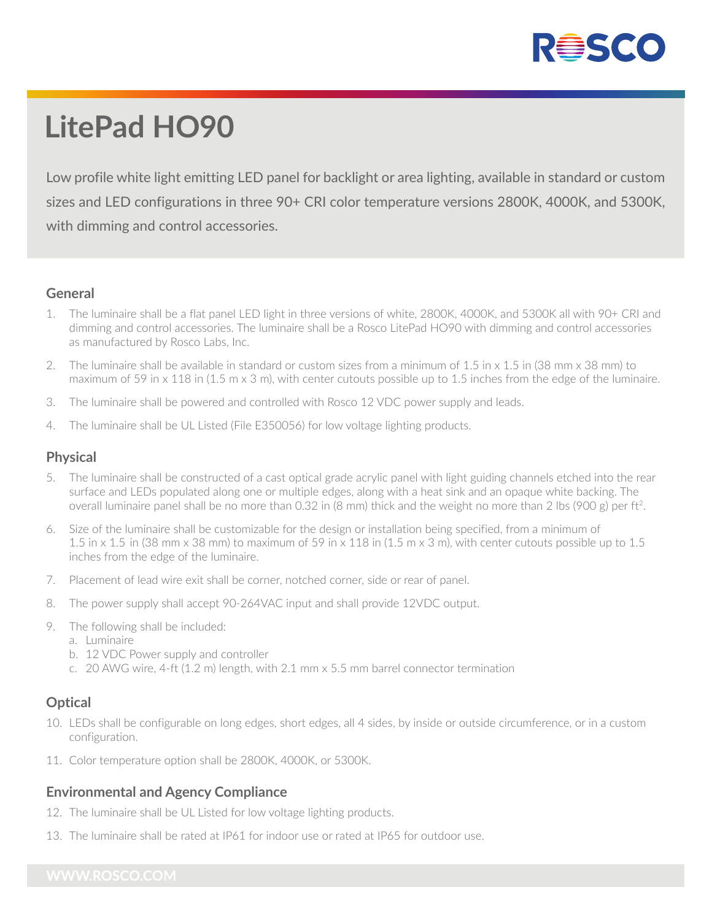# LitePad HO90

Low profile white light emitting LED panel for backlight or area lighting, available in standard or custom sizes and LED configurations in three 90+ CRI color temperature versions 2800K, 4000K, and 5300K, with dimming and control accessories.

## General

1. The luminaire shall be a flat panel LED light in three versions of white, 2800K, 4000K, and 5300K all with 90+ CRI and dimming and control accessories. The luminaire shall be a Rosco LitePad HO90 with dimming and control accessories as manufactured by Rosco Labs, Inc.
2. The luminaire shall be available in standard or custom sizes from a minimum of 1.5 in x 1.5 in (38 mm x 38 mm) to maximum of 59 in x 118 in (1.5 m x 3 m), with center cutouts possible up to 1.5 inches from the edge of the luminaire.
3. The luminaire shall be powered and controlled with Rosco 12 VDC power supply and leads.
4. The luminaire shall be UL Listed (File E350056) for low voltage lighting products.

## Physical

5. The luminaire shall be constructed of a cast optical grade acrylic panel with light guiding channels etched into the rear surface and LEDs populated along one or multiple edges, along with a heat sink and an opaque white backing. The overall luminaire panel shall be no more than 0.32 in (8 mm) thick and the weight no more than 2 lbs (900 g) per $ft^2$.
6. Size of the luminaire shall be customizable for the design or installation being specified, from a minimum of 1.5 in x 1.5 in (38 mm x 38 mm) to maximum of 59 in x 118 in (1.5 m x 3 m), with center cutouts possible up to 1.5 inches from the edge of the luminaire.
7. Placement of lead wire exit shall be corner, notched corner, side or rear of panel.
8. The power supply shall accept 90-264VAC input and shall provide 12VDC output.
9. The following shall be included:
   a. Luminaire
   b. 12 VDC Power supply and controller
   c. 20 AWG wire, 4-ft (1.2 m) length, with 2.1 mm x 5.5 mm barrel connector termination

## Optical

10. LEDs shall be configurable on long edges, short edges, all 4 sides, by inside or outside circumference, or in a custom configuration.
11. Color temperature option shall be 2800K, 4000K, or 5300K.

## Environmental and Agency Compliance

12. The luminaire shall be UL Listed for low voltage lighting products.
13. The luminaire shall be rated at IP61 for indoor use or rated at IP65 for outdoor use.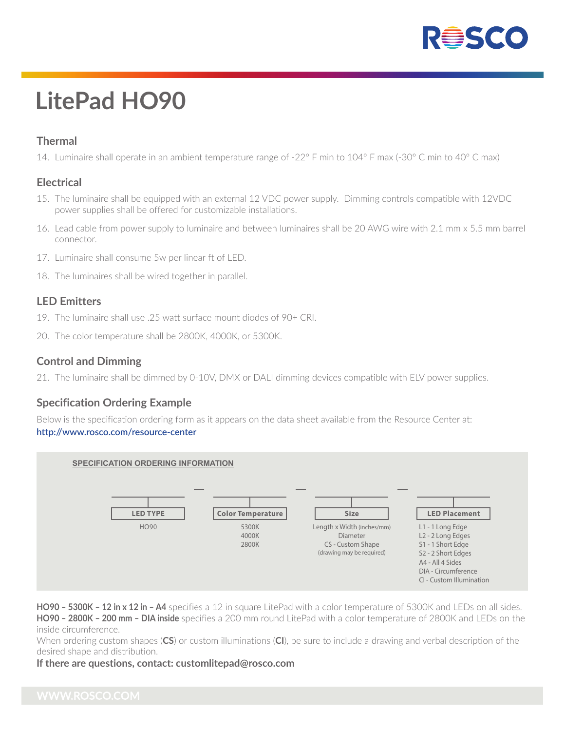# LitePad HO90

### Thermal

14. Luminaire shall operate in an ambient temperature range of -22° F min to 104° F max (-30° C min to 40° C max)

### Electrical

15. The luminaire shall be equipped with an external 12 VDC power supply. Dimming controls compatible with 12VDC power supplies shall be offered for customizable installations.
16. Lead cable from power supply to luminaire and between luminaires shall be 20 AWG wire with 2.1 mm x 5.5 mm barrel connector.
17. Luminaire shall consume 5w per linear ft of LED.
18. The luminaires shall be wired together in parallel.

### LED Emitters

19. The luminaire shall use .25 watt surface mount diodes of 90+ CRI.
20. The color temperature shall be 2800K, 4000K, or 5300K.

### Control and Dimming

21. The luminaire shall be dimmed by 0-10V, DMX or DALI dimming devices compatible with ELV power supplies.

### Specification Ordering Example

Below is the specification ordering form as it appears on the data sheet available from the Resource Center at: http://www.rosco.com/resource-center

**SPECIFICATION ORDERING INFORMATION**

| LED TYPE | Color Temperature | Size | LED Placement |
|---|---|---|---|
| HO90 | 5300K<br>4000K<br>2800K | Length x Width (inches/mm)<br>Diameter<br>CS - Custom Shape<br>(drawing may be required) | L1 - 1 Long Edge<br>L2 - 2 Long Edges<br>S1 - 1 Short Edge<br>S2 - 2 Short Edges<br>A4 - All 4 Sides<br>DIA - Circumference<br>CI - Custom Illumination |

**HO90 – 5300K – 12 in x 12 in – A4** specifies a 12 in square LitePad with a color temperature of 5300K and LEDs on all sides.
**HO90 – 2800K – 200 mm – DIA inside** specifies a 200 mm round LitePad with a color temperature of 2800K and LEDs on the inside circumference.
When ordering custom shapes (**CS**) or custom illuminations (**CI**), be sure to include a drawing and verbal description of the desired shape and distribution.

**If there are questions, contact: customlitepad@rosco.com**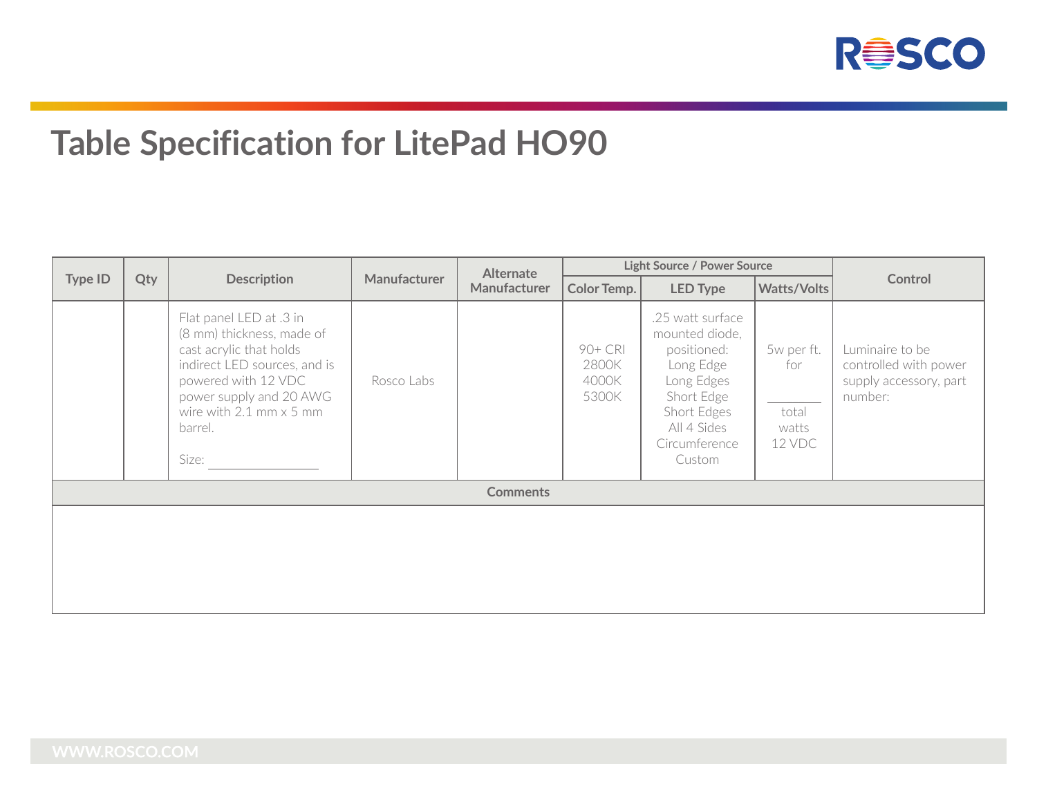# Table Specification for LitePad HO90

| Type ID | Qty | Description | Manufacturer | Alternate Manufacturer | Light Source / Power Source | | | Control |
|---|---|---|---|---|---|---|---|---|
| | | | | | Color Temp. | LED Type | Watts/Volts | |
| | | Flat panel LED at .3 in (8 mm) thickness, made of cast acrylic that holds indirect LED sources, and is powered with 12 VDC power supply and 20 AWG wire with 2.1 mm x 5 mm barrel.<br><br>Size: ________ | Rosco Labs | | 90+ CRI<br>2800K<br>4000K<br>5300K | .25 watt surface mounted diode, positioned:<br>Long Edge<br>Long Edges<br>Short Edge<br>Short Edges<br>All 4 Sides<br>Circumference<br>Custom | 5w per ft. for<br><br>________<br>total watts<br>12 VDC | Luminaire to be controlled with power supply accessory, part number: |

| Comments |
|---|
| |

WWW.ROSCO.COM